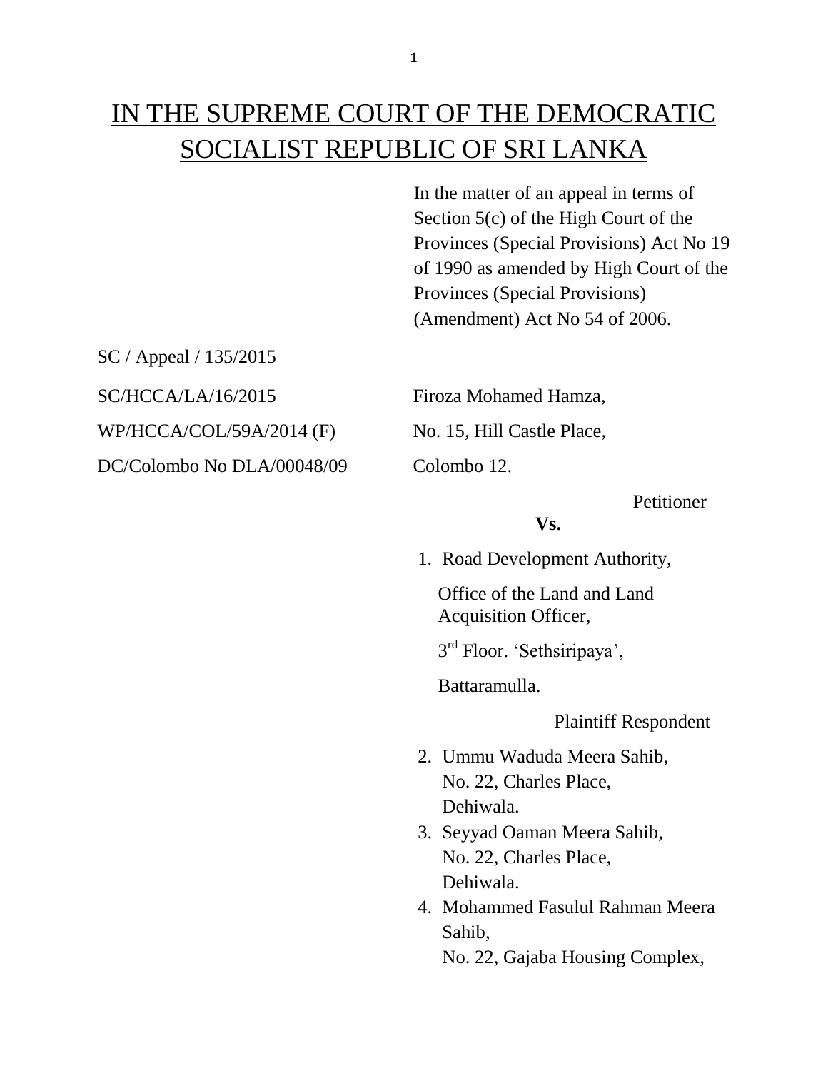# IN THE SUPREME COURT OF THE DEMOCRATIC SOCIALIST REPUBLIC OF SRI LANKA

In the matter of an appeal in terms of Section 5(c) of the High Court of the Provinces (Special Provisions) Act No 19 of 1990 as amended by High Court of the Provinces (Special Provisions) (Amendment) Act No 54 of 2006.

SC / Appeal / 135/2015

SC/HCCA/LA/16/2015

WP/HCCA/COL/59A/2014 (F)

DC/Colombo No DLA/00048/09

Firoza Mohamed Hamza,
No. 15, Hill Castle Place,
Colombo 12.

Petitioner

**Vs.**

1. Road Development Authority,

   Office of the Land and Land Acquisition Officer,

   3rd Floor. 'Sethsiripaya',

   Battaramulla.

   Plaintiff Respondent

2. Ummu Waduda Meera Sahib,
   No. 22, Charles Place,
   Dehiwala.
3. Seyyad Oaman Meera Sahib,
   No. 22, Charles Place,
   Dehiwala.
4. Mohammed Fasulul Rahman Meera Sahib,
   No. 22, Gajaba Housing Complex,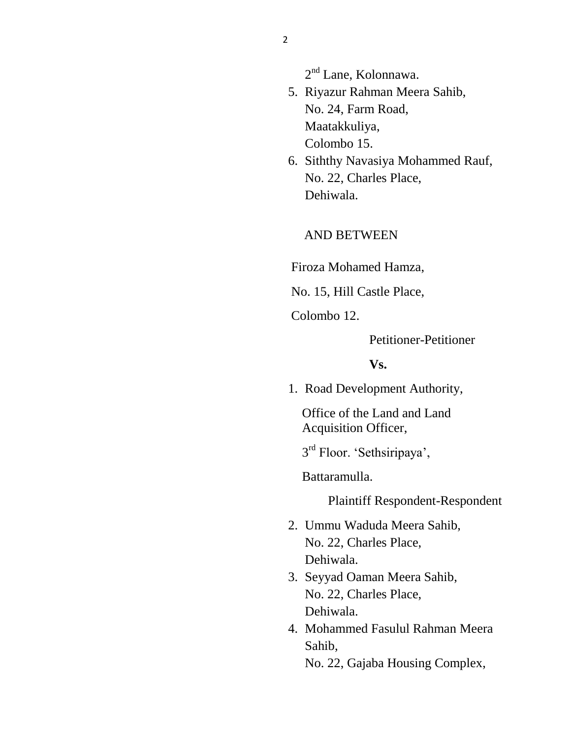2nd Lane, Kolonnawa.

5. Riyazur Rahman Meera Sahib,
   No. 24, Farm Road,
   Maatakkuliya,
   Colombo 15.
6. Siththy Navasiya Mohammed Rauf,
   No. 22, Charles Place,
   Dehiwala.

AND BETWEEN

Firoza Mohamed Hamza,

No. 15, Hill Castle Place,

Colombo 12.

Petitioner-Petitioner

**Vs.**

1. Road Development Authority,

   Office of the Land and Land Acquisition Officer,

   3rd Floor. 'Sethsiripaya',

   Battaramulla.

   Plaintiff Respondent-Respondent

2. Ummu Waduda Meera Sahib,
   No. 22, Charles Place,
   Dehiwala.
3. Seyyad Oaman Meera Sahib,
   No. 22, Charles Place,
   Dehiwala.
4. Mohammed Fasulul Rahman Meera Sahib,
   No. 22, Gajaba Housing Complex,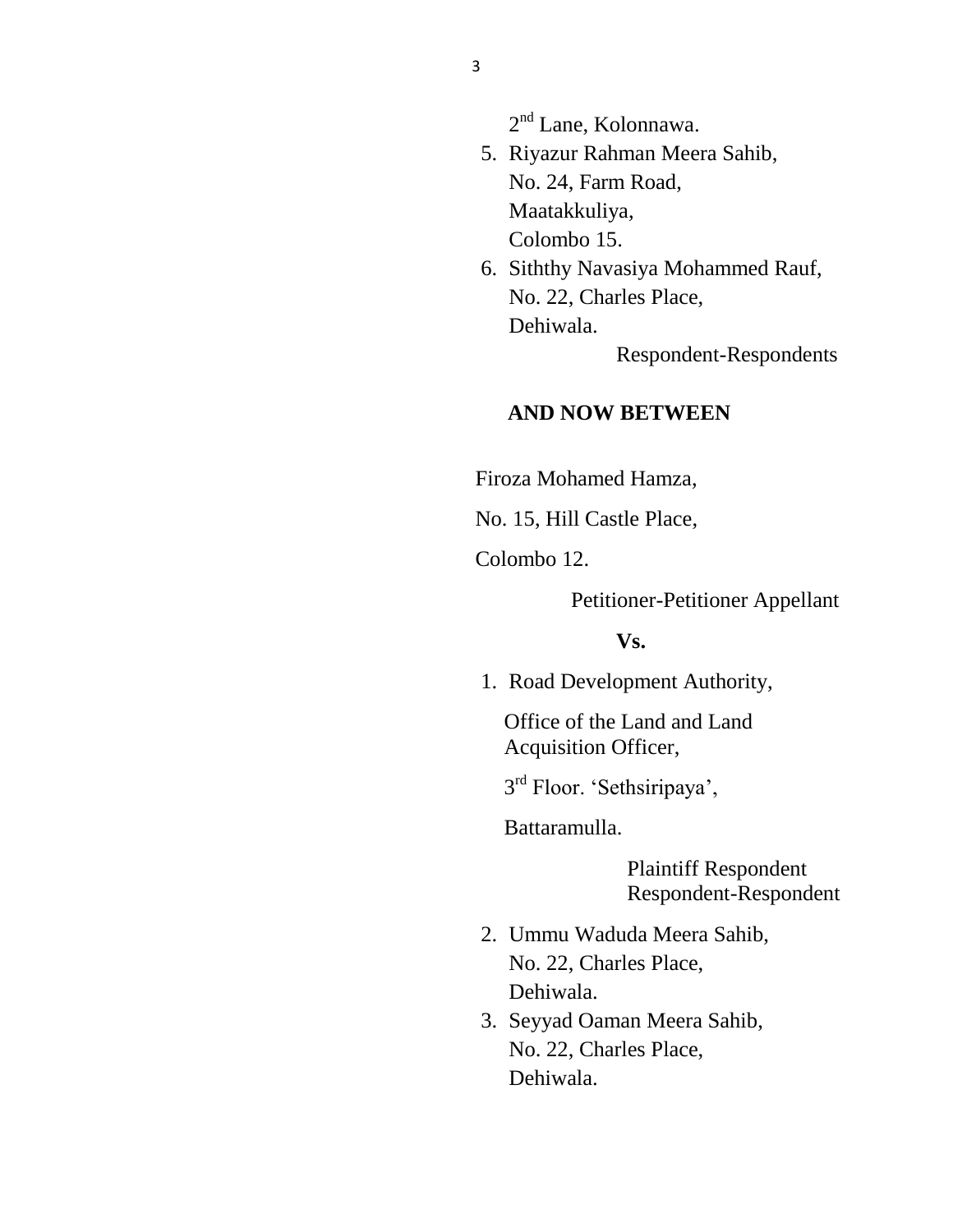2nd Lane, Kolonnawa.

5. Riyazur Rahman Meera Sahib,
   No. 24, Farm Road,
   Maatakkuliya,
   Colombo 15.
6. Siththy Navasiya Mohammed Rauf,
   No. 22, Charles Place,
   Dehiwala.

Respondent-Respondents

**AND NOW BETWEEN**

Firoza Mohamed Hamza,

No. 15, Hill Castle Place,

Colombo 12.

Petitioner-Petitioner Appellant

**Vs.**

1. Road Development Authority,

   Office of the Land and Land Acquisition Officer,

   3rd Floor. 'Sethsiripaya',

   Battaramulla.

   Plaintiff Respondent Respondent-Respondent

2. Ummu Waduda Meera Sahib,
   No. 22, Charles Place,
   Dehiwala.
3. Seyyad Oaman Meera Sahib,
   No. 22, Charles Place,
   Dehiwala.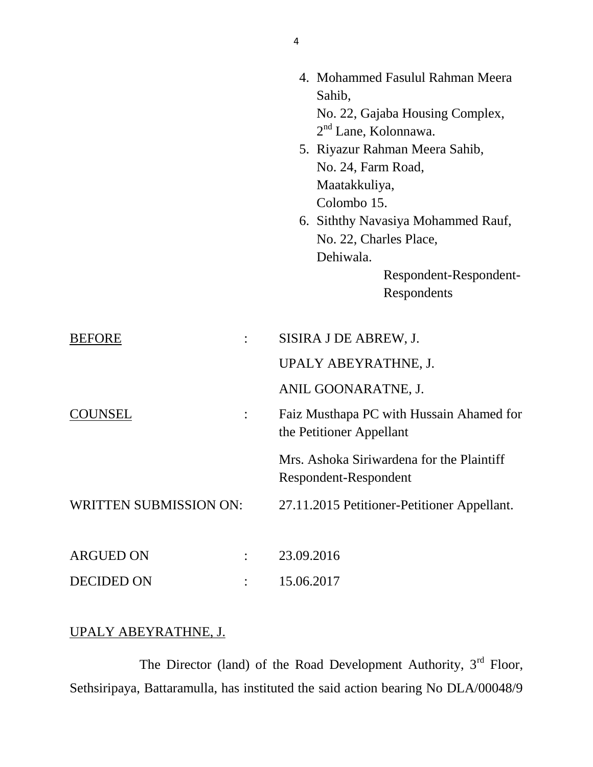4. Mohammed Fasulul Rahman Meera Sahib,
   No. 22, Gajaba Housing Complex,
   2nd Lane, Kolonnawa.
5. Riyazur Rahman Meera Sahib,
   No. 24, Farm Road,
   Maatakkuliya,
   Colombo 15.
6. Siththy Navasiya Mohammed Rauf,
   No. 22, Charles Place,
   Dehiwala.

   Respondent-Respondent-Respondents

BEFORE : SISIRA J DE ABREW, J.
UPALY ABEYRATHNE, J.
ANIL GOONARATNE, J.

COUNSEL : Faiz Musthapa PC with Hussain Ahamed for the Petitioner Appellant

Mrs. Ashoka Siriwardena for the Plaintiff Respondent-Respondent

WRITTEN SUBMISSION ON: 27.11.2015 Petitioner-Petitioner Appellant.

ARGUED ON : 23.09.2016

DECIDED ON : 15.06.2017

UPALY ABEYRATHNE, J.

The Director (land) of the Road Development Authority, 3rd Floor, Sethsiripaya, Battaramulla, has instituted the said action bearing No DLA/00048/9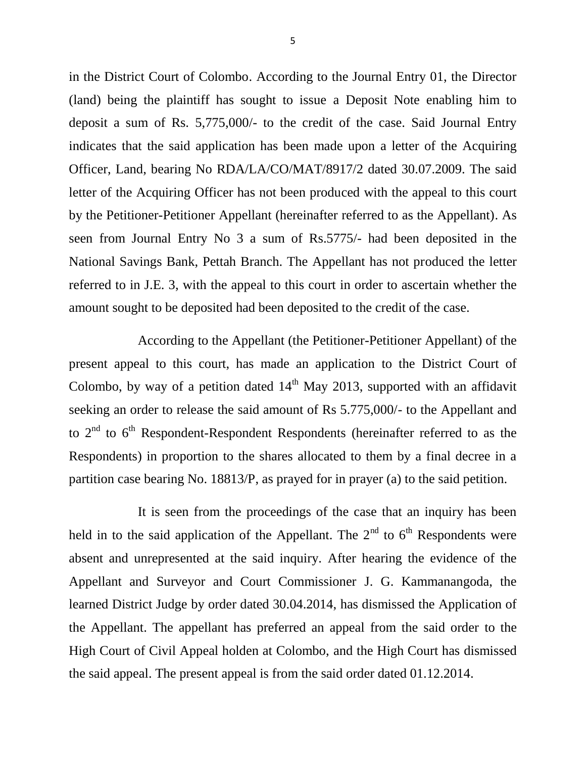in the District Court of Colombo. According to the Journal Entry 01, the Director (land) being the plaintiff has sought to issue a Deposit Note enabling him to deposit a sum of Rs. 5,775,000/- to the credit of the case. Said Journal Entry indicates that the said application has been made upon a letter of the Acquiring Officer, Land, bearing No RDA/LA/CO/MAT/8917/2 dated 30.07.2009. The said letter of the Acquiring Officer has not been produced with the appeal to this court by the Petitioner-Petitioner Appellant (hereinafter referred to as the Appellant). As seen from Journal Entry No 3 a sum of Rs.5775/- had been deposited in the National Savings Bank, Pettah Branch. The Appellant has not produced the letter referred to in J.E. 3, with the appeal to this court in order to ascertain whether the amount sought to be deposited had been deposited to the credit of the case.

According to the Appellant (the Petitioner-Petitioner Appellant) of the present appeal to this court, has made an application to the District Court of Colombo, by way of a petition dated 14th May 2013, supported with an affidavit seeking an order to release the said amount of Rs 5.775,000/- to the Appellant and to 2nd to 6th Respondent-Respondent Respondents (hereinafter referred to as the Respondents) in proportion to the shares allocated to them by a final decree in a partition case bearing No. 18813/P, as prayed for in prayer (a) to the said petition.

It is seen from the proceedings of the case that an inquiry has been held in to the said application of the Appellant. The 2nd to 6th Respondents were absent and unrepresented at the said inquiry. After hearing the evidence of the Appellant and Surveyor and Court Commissioner J. G. Kammanangoda, the learned District Judge by order dated 30.04.2014, has dismissed the Application of the Appellant. The appellant has preferred an appeal from the said order to the High Court of Civil Appeal holden at Colombo, and the High Court has dismissed the said appeal. The present appeal is from the said order dated 01.12.2014.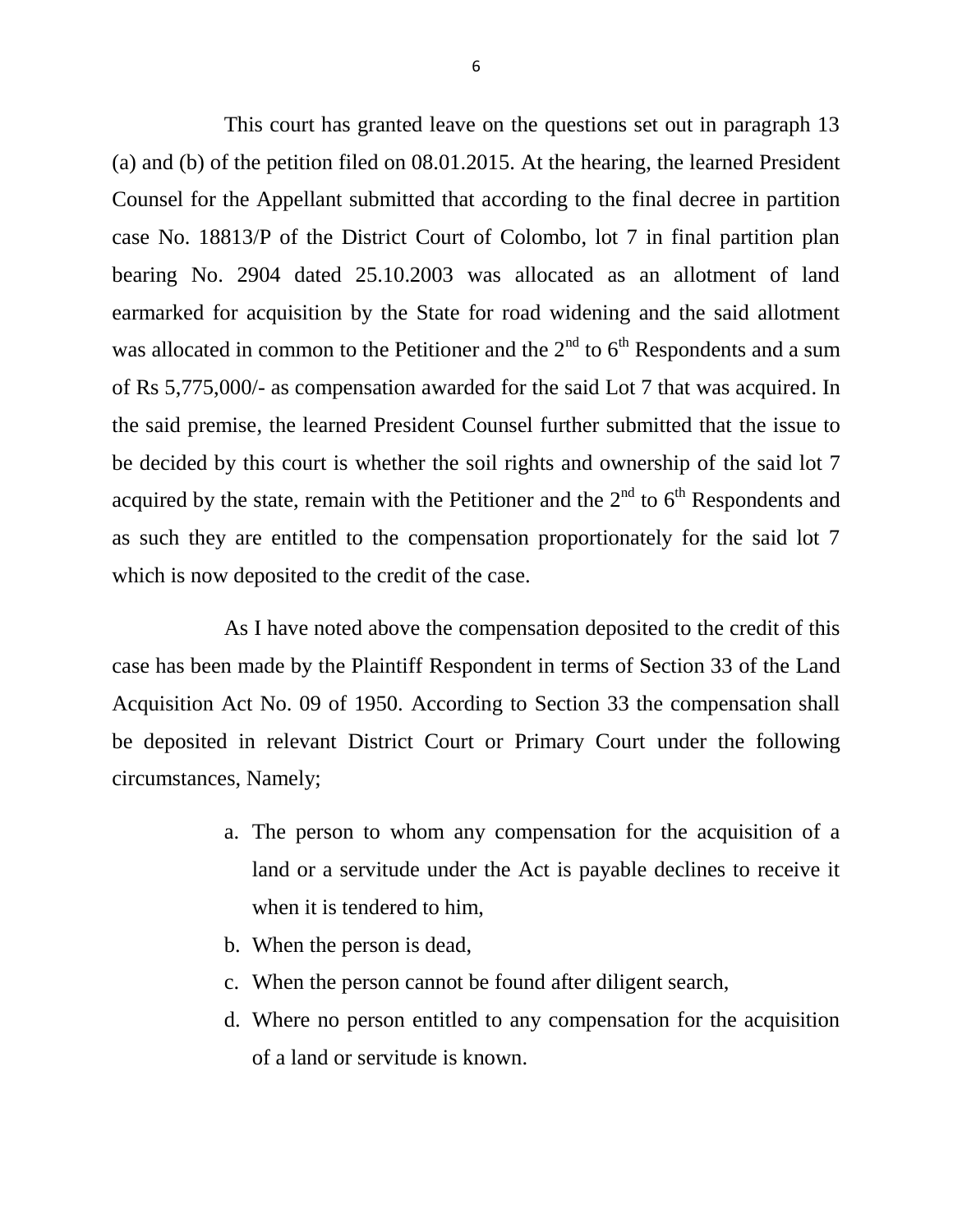This court has granted leave on the questions set out in paragraph 13 (a) and (b) of the petition filed on 08.01.2015. At the hearing, the learned President Counsel for the Appellant submitted that according to the final decree in partition case No. 18813/P of the District Court of Colombo, lot 7 in final partition plan bearing No. 2904 dated 25.10.2003 was allocated as an allotment of land earmarked for acquisition by the State for road widening and the said allotment was allocated in common to the Petitioner and the 2nd to 6th Respondents and a sum of Rs 5,775,000/- as compensation awarded for the said Lot 7 that was acquired. In the said premise, the learned President Counsel further submitted that the issue to be decided by this court is whether the soil rights and ownership of the said lot 7 acquired by the state, remain with the Petitioner and the 2nd to 6th Respondents and as such they are entitled to the compensation proportionately for the said lot 7 which is now deposited to the credit of the case.

As I have noted above the compensation deposited to the credit of this case has been made by the Plaintiff Respondent in terms of Section 33 of the Land Acquisition Act No. 09 of 1950. According to Section 33 the compensation shall be deposited in relevant District Court or Primary Court under the following circumstances, Namely;

a. The person to whom any compensation for the acquisition of a land or a servitude under the Act is payable declines to receive it when it is tendered to him,
b. When the person is dead,
c. When the person cannot be found after diligent search,
d. Where no person entitled to any compensation for the acquisition of a land or servitude is known.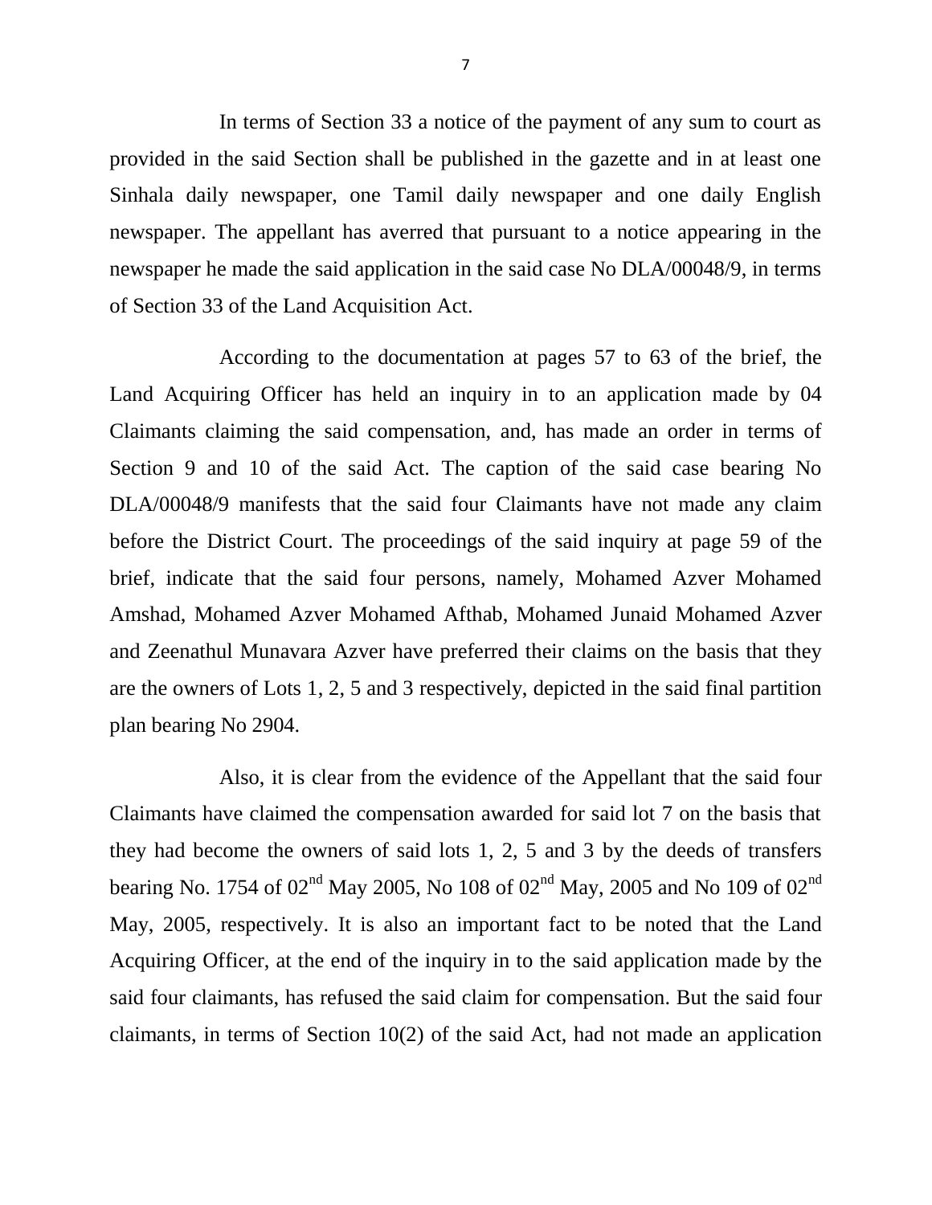In terms of Section 33 a notice of the payment of any sum to court as provided in the said Section shall be published in the gazette and in at least one Sinhala daily newspaper, one Tamil daily newspaper and one daily English newspaper. The appellant has averred that pursuant to a notice appearing in the newspaper he made the said application in the said case No DLA/00048/9, in terms of Section 33 of the Land Acquisition Act.

According to the documentation at pages 57 to 63 of the brief, the Land Acquiring Officer has held an inquiry in to an application made by 04 Claimants claiming the said compensation, and, has made an order in terms of Section 9 and 10 of the said Act. The caption of the said case bearing No DLA/00048/9 manifests that the said four Claimants have not made any claim before the District Court. The proceedings of the said inquiry at page 59 of the brief, indicate that the said four persons, namely, Mohamed Azver Mohamed Amshad, Mohamed Azver Mohamed Afthab, Mohamed Junaid Mohamed Azver and Zeenathul Munavara Azver have preferred their claims on the basis that they are the owners of Lots 1, 2, 5 and 3 respectively, depicted in the said final partition plan bearing No 2904.

Also, it is clear from the evidence of the Appellant that the said four Claimants have claimed the compensation awarded for said lot 7 on the basis that they had become the owners of said lots 1, 2, 5 and 3 by the deeds of transfers bearing No. 1754 of 02nd May 2005, No 108 of 02nd May, 2005 and No 109 of 02nd May, 2005, respectively. It is also an important fact to be noted that the Land Acquiring Officer, at the end of the inquiry in to the said application made by the said four claimants, has refused the said claim for compensation. But the said four claimants, in terms of Section 10(2) of the said Act, had not made an application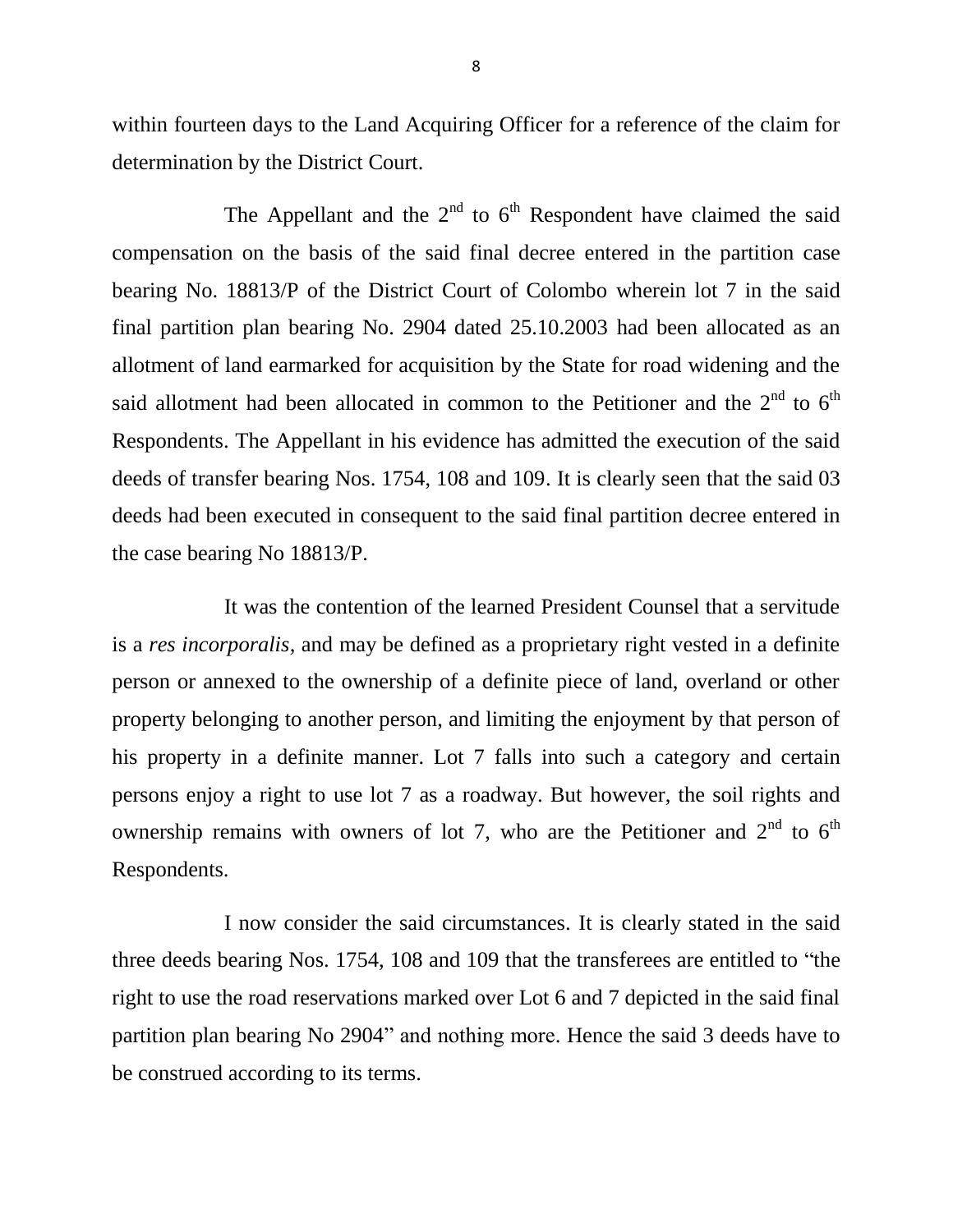within fourteen days to the Land Acquiring Officer for a reference of the claim for determination by the District Court.

The Appellant and the 2nd to 6th Respondent have claimed the said compensation on the basis of the said final decree entered in the partition case bearing No. 18813/P of the District Court of Colombo wherein lot 7 in the said final partition plan bearing No. 2904 dated 25.10.2003 had been allocated as an allotment of land earmarked for acquisition by the State for road widening and the said allotment had been allocated in common to the Petitioner and the 2nd to 6th Respondents. The Appellant in his evidence has admitted the execution of the said deeds of transfer bearing Nos. 1754, 108 and 109. It is clearly seen that the said 03 deeds had been executed in consequent to the said final partition decree entered in the case bearing No 18813/P.

It was the contention of the learned President Counsel that a servitude is a *res incorporalis*, and may be defined as a proprietary right vested in a definite person or annexed to the ownership of a definite piece of land, overland or other property belonging to another person, and limiting the enjoyment by that person of his property in a definite manner. Lot 7 falls into such a category and certain persons enjoy a right to use lot 7 as a roadway. But however, the soil rights and ownership remains with owners of lot 7, who are the Petitioner and 2nd to 6th Respondents.

I now consider the said circumstances. It is clearly stated in the said three deeds bearing Nos. 1754, 108 and 109 that the transferees are entitled to "the right to use the road reservations marked over Lot 6 and 7 depicted in the said final partition plan bearing No 2904" and nothing more. Hence the said 3 deeds have to be construed according to its terms.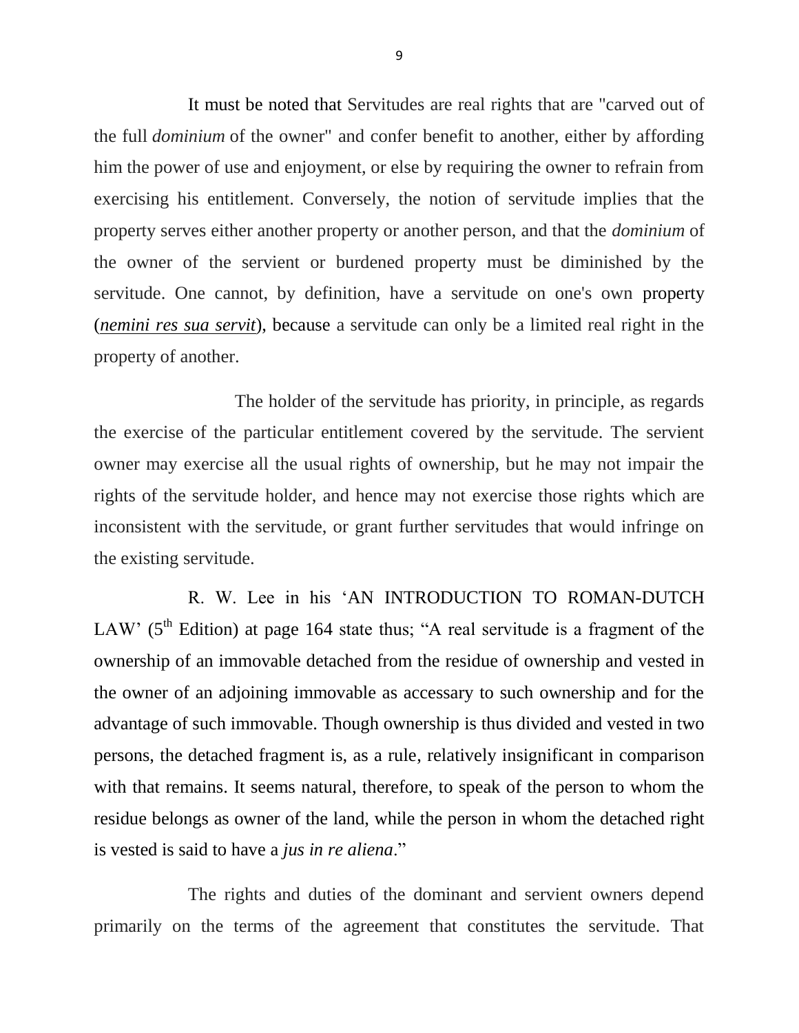It must be noted that Servitudes are real rights that are "carved out of the full *dominium* of the owner" and confer benefit to another, either by affording him the power of use and enjoyment, or else by requiring the owner to refrain from exercising his entitlement. Conversely, the notion of servitude implies that the property serves either another property or another person, and that the *dominium* of the owner of the servient or burdened property must be diminished by the servitude. One cannot, by definition, have a servitude on one's own property (*nemini res sua servit*), because a servitude can only be a limited real right in the property of another.

The holder of the servitude has priority, in principle, as regards the exercise of the particular entitlement covered by the servitude. The servient owner may exercise all the usual rights of ownership, but he may not impair the rights of the servitude holder, and hence may not exercise those rights which are inconsistent with the servitude, or grant further servitudes that would infringe on the existing servitude.

R. W. Lee in his 'AN INTRODUCTION TO ROMAN-DUTCH LAW' (5th Edition) at page 164 state thus; "A real servitude is a fragment of the ownership of an immovable detached from the residue of ownership and vested in the owner of an adjoining immovable as accessary to such ownership and for the advantage of such immovable. Though ownership is thus divided and vested in two persons, the detached fragment is, as a rule, relatively insignificant in comparison with that remains. It seems natural, therefore, to speak of the person to whom the residue belongs as owner of the land, while the person in whom the detached right is vested is said to have a *jus in re aliena*."

The rights and duties of the dominant and servient owners depend primarily on the terms of the agreement that constitutes the servitude. That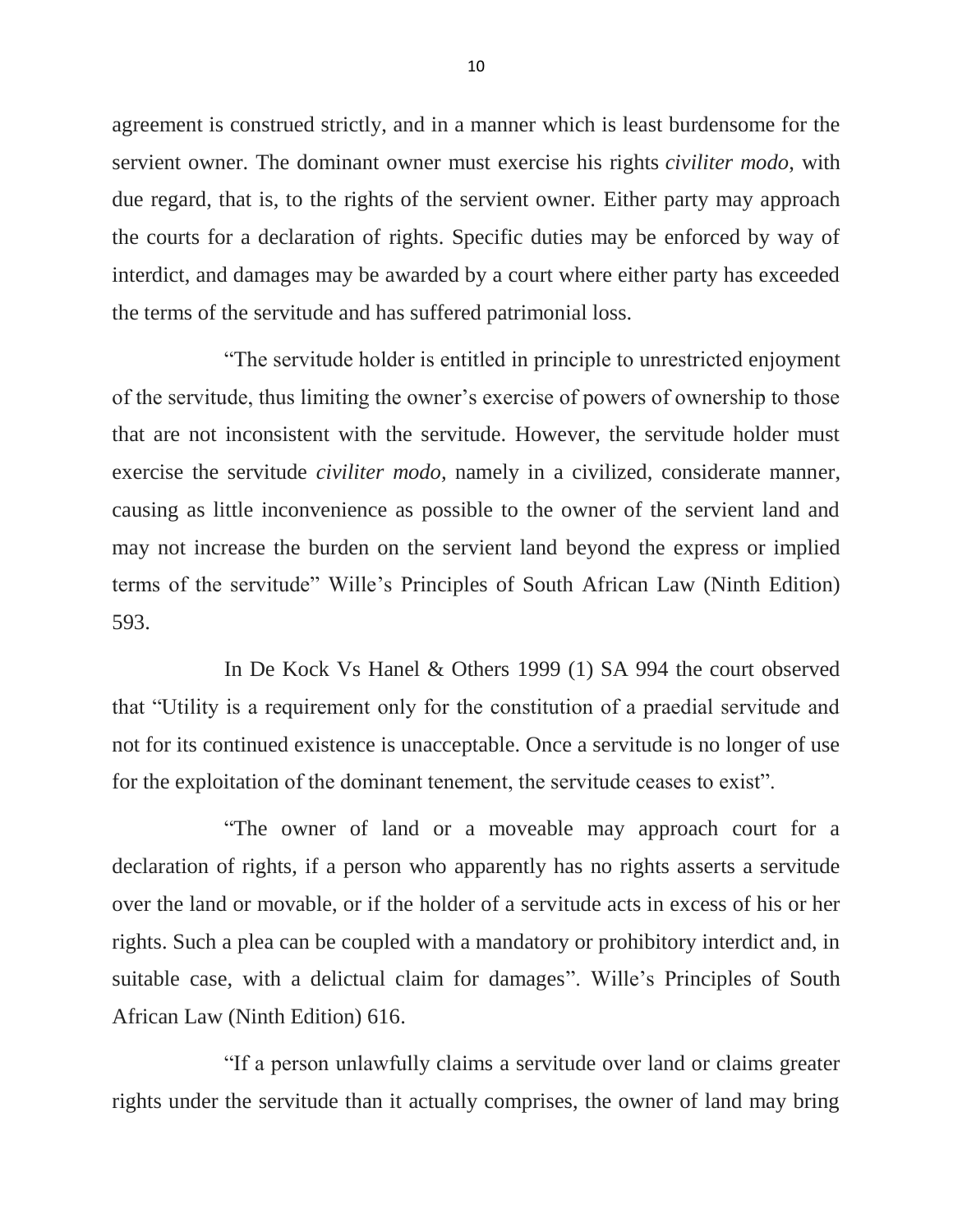agreement is construed strictly, and in a manner which is least burdensome for the servient owner. The dominant owner must exercise his rights *civiliter modo,* with due regard, that is, to the rights of the servient owner. Either party may approach the courts for a declaration of rights. Specific duties may be enforced by way of interdict, and damages may be awarded by a court where either party has exceeded the terms of the servitude and has suffered patrimonial loss.

"The servitude holder is entitled in principle to unrestricted enjoyment of the servitude, thus limiting the owner's exercise of powers of ownership to those that are not inconsistent with the servitude. However, the servitude holder must exercise the servitude *civiliter modo,* namely in a civilized, considerate manner, causing as little inconvenience as possible to the owner of the servient land and may not increase the burden on the servient land beyond the express or implied terms of the servitude" Wille's Principles of South African Law (Ninth Edition) 593.

In De Kock Vs Hanel & Others 1999 (1) SA 994 the court observed that "Utility is a requirement only for the constitution of a praedial servitude and not for its continued existence is unacceptable. Once a servitude is no longer of use for the exploitation of the dominant tenement, the servitude ceases to exist".

"The owner of land or a moveable may approach court for a declaration of rights, if a person who apparently has no rights asserts a servitude over the land or movable, or if the holder of a servitude acts in excess of his or her rights. Such a plea can be coupled with a mandatory or prohibitory interdict and, in suitable case, with a delictual claim for damages". Wille's Principles of South African Law (Ninth Edition) 616.

"If a person unlawfully claims a servitude over land or claims greater rights under the servitude than it actually comprises, the owner of land may bring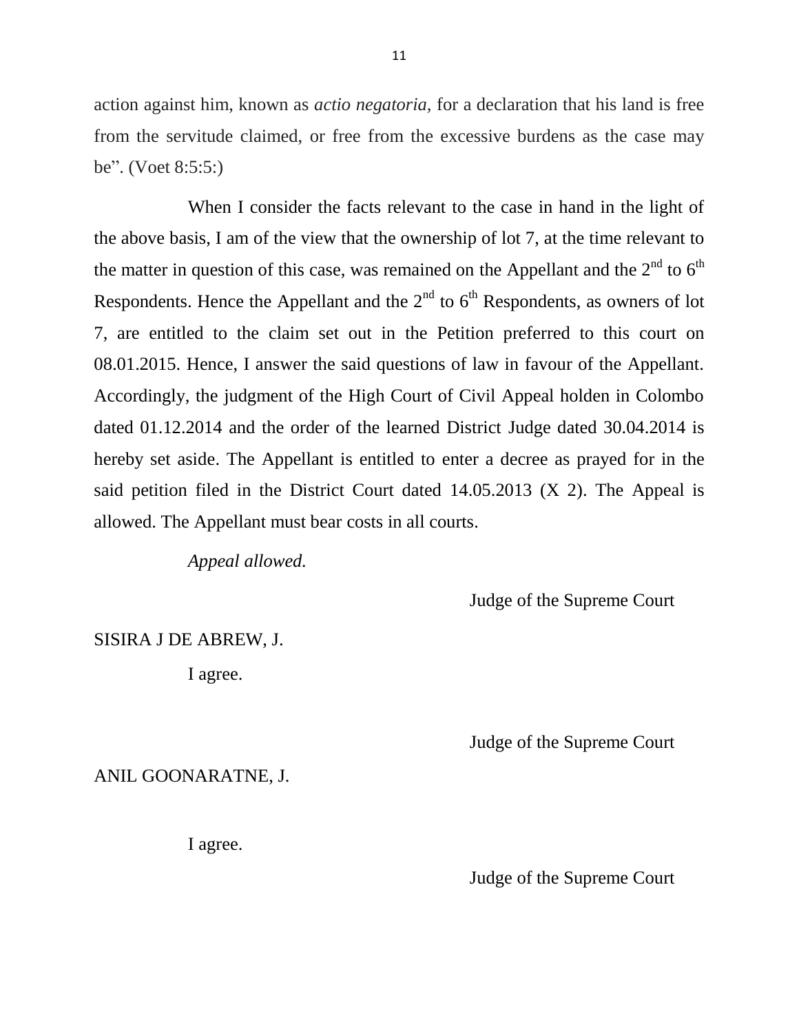action against him, known as *actio negatoria,* for a declaration that his land is free from the servitude claimed, or free from the excessive burdens as the case may be". (Voet 8:5:5:)

When I consider the facts relevant to the case in hand in the light of the above basis, I am of the view that the ownership of lot 7, at the time relevant to the matter in question of this case, was remained on the Appellant and the 2nd to 6th Respondents. Hence the Appellant and the 2nd to 6th Respondents, as owners of lot 7, are entitled to the claim set out in the Petition preferred to this court on 08.01.2015. Hence, I answer the said questions of law in favour of the Appellant. Accordingly, the judgment of the High Court of Civil Appeal holden in Colombo dated 01.12.2014 and the order of the learned District Judge dated 30.04.2014 is hereby set aside. The Appellant is entitled to enter a decree as prayed for in the said petition filed in the District Court dated 14.05.2013 (X 2). The Appeal is allowed. The Appellant must bear costs in all courts.

*Appeal allowed.*

Judge of the Supreme Court

SISIRA J DE ABREW, J.

I agree.

Judge of the Supreme Court

ANIL GOONARATNE, J.

I agree.

Judge of the Supreme Court